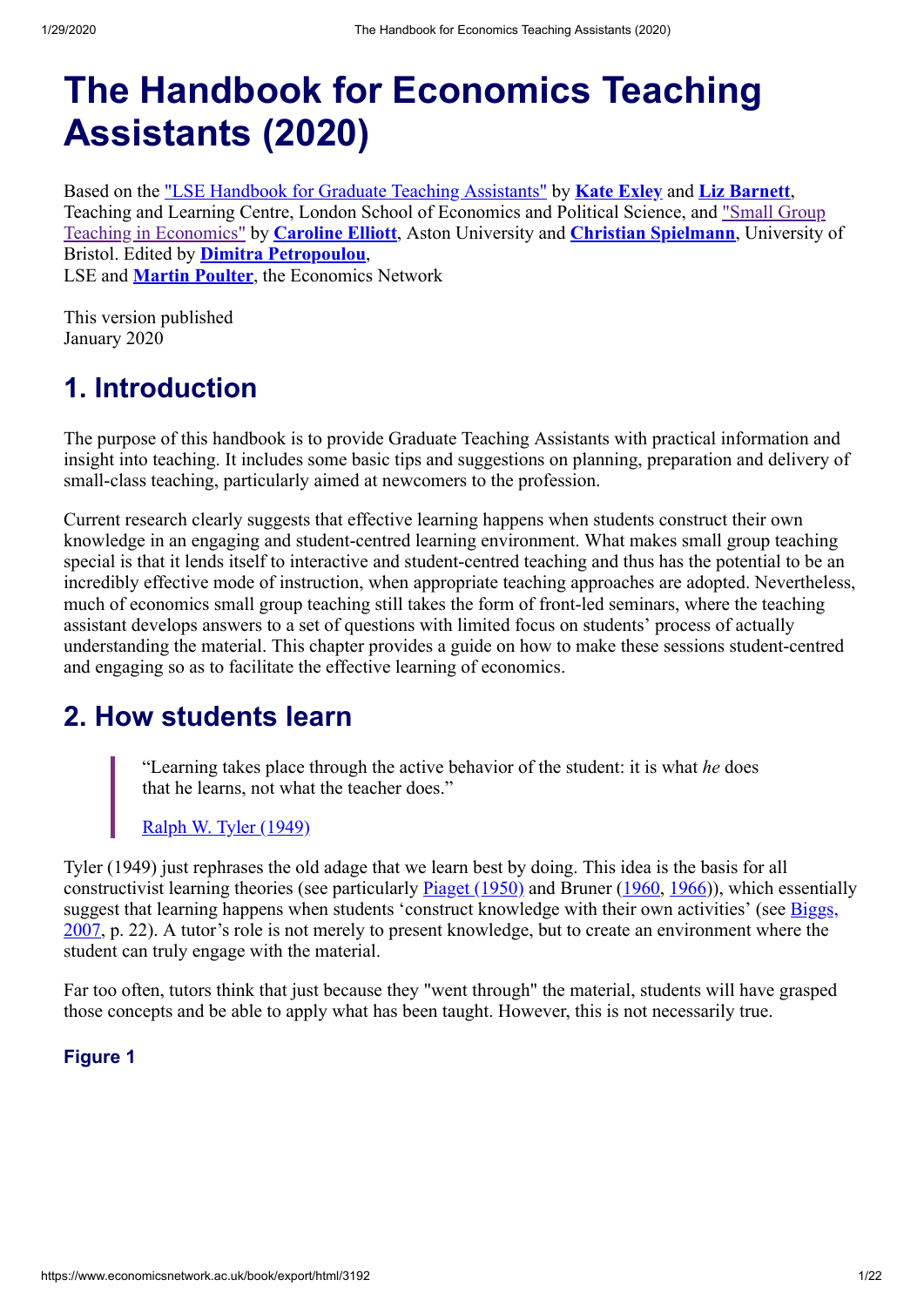# The Handbook for Economics Teaching Assistants (2020)

Based on the "LSE Handbook for Graduate Teaching Assistants" by **Kate Exley** and **Liz Barnett**, Teaching and Learning Centre, London School of Economics and Political Science, and "Small Group Teaching in Economics" by **Caroline Elliott**, Aston University and **Christian Spielmann**, University of Bristol. Edited by **Dimitra Petropoulou**, LSE and **Martin Poulter**, the Economics Network

This version published
January 2020

## 1. Introduction

The purpose of this handbook is to provide Graduate Teaching Assistants with practical information and insight into teaching. It includes some basic tips and suggestions on planning, preparation and delivery of small-class teaching, particularly aimed at newcomers to the profession.

Current research clearly suggests that effective learning happens when students construct their own knowledge in an engaging and student-centred learning environment. What makes small group teaching special is that it lends itself to interactive and student-centred teaching and thus has the potential to be an incredibly effective mode of instruction, when appropriate teaching approaches are adopted. Nevertheless, much of economics small group teaching still takes the form of front-led seminars, where the teaching assistant develops answers to a set of questions with limited focus on students' process of actually understanding the material. This chapter provides a guide on how to make these sessions student-centred and engaging so as to facilitate the effective learning of economics.

## 2. How students learn

> "Learning takes place through the active behavior of the student: it is what *he* does that he learns, not what the teacher does."
>
> Ralph W. Tyler (1949)

Tyler (1949) just rephrases the old adage that we learn best by doing. This idea is the basis for all constructivist learning theories (see particularly Piaget (1950) and Bruner (1960, 1966)), which essentially suggest that learning happens when students 'construct knowledge with their own activities' (see Biggs, 2007, p. 22). A tutor's role is not merely to present knowledge, but to create an environment where the student can truly engage with the material.

Far too often, tutors think that just because they "went through" the material, students will have grasped those concepts and be able to apply what has been taught. However, this is not necessarily true.

### Figure 1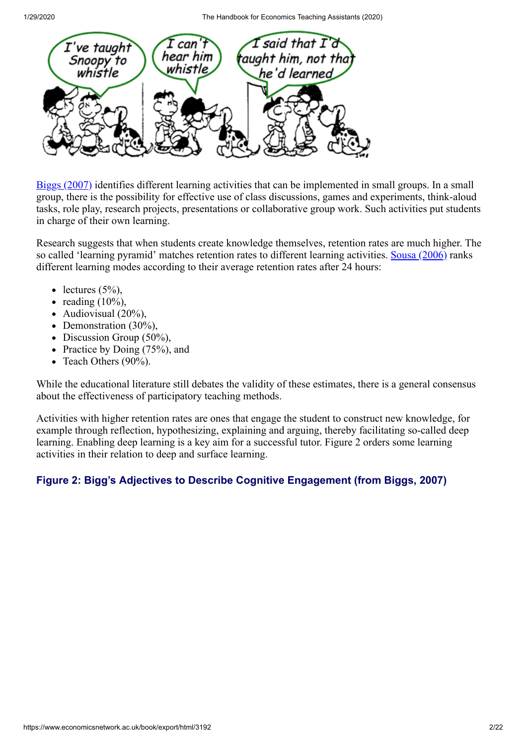Biggs (2007) identifies different learning activities that can be implemented in small groups. In a small group, there is the possibility for effective use of class discussions, games and experiments, think-aloud tasks, role play, research projects, presentations or collaborative group work. Such activities put students in charge of their own learning.

Research suggests that when students create knowledge themselves, retention rates are much higher. The so called 'learning pyramid' matches retention rates to different learning activities. Sousa (2006) ranks different learning modes according to their average retention rates after 24 hours:

- lectures (5%),
- reading (10%),
- Audiovisual (20%),
- Demonstration (30%),
- Discussion Group (50%),
- Practice by Doing (75%), and
- Teach Others (90%).

While the educational literature still debates the validity of these estimates, there is a general consensus about the effectiveness of participatory teaching methods.

Activities with higher retention rates are ones that engage the student to construct new knowledge, for example through reflection, hypothesizing, explaining and arguing, thereby facilitating so-called deep learning. Enabling deep learning is a key aim for a successful tutor. Figure 2 orders some learning activities in their relation to deep and surface learning.

#### Figure 2: Bigg's Adjectives to Describe Cognitive Engagement (from Biggs, 2007)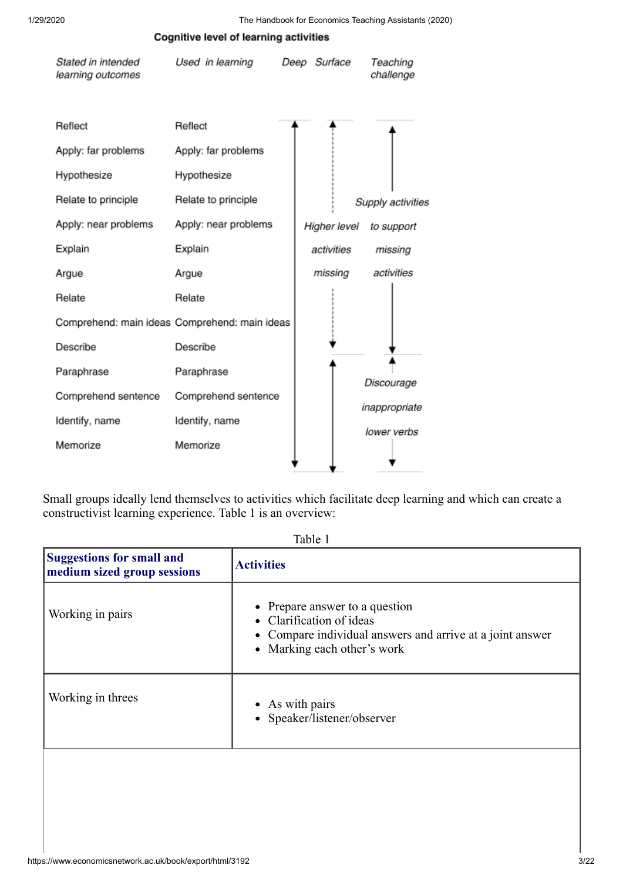**Cognitive level of learning activities**

| *Stated in intended learning outcomes* | *Used in learning* | *Deep* | *Surface* | *Teaching challenge* |
|---|---|---|---|---|
| Reflect | Reflect | | | |
| Apply: far problems | Apply: far problems | | | |
| Hypothesize | Hypothesize | | | |
| Relate to principle | Relate to principle | | | *Supply activities* |
| Apply: near problems | Apply: near problems | | *Higher level* | *to support* |
| Explain | Explain | | *activities* | *missing* |
| Argue | Argue | | *missing* | *activities* |
| Relate | Relate | | | |
| Comprehend: main ideas | Comprehend: main ideas | | | |
| Describe | Describe | | | |
| Paraphrase | Paraphrase | | | *Discourage* |
| Comprehend sentence | Comprehend sentence | | | *inappropriate* |
| Identify, name | Identify, name | | | *lower verbs* |
| Memorize | Memorize | | | |

Small groups ideally lend themselves to activities which facilitate deep learning and which can create a constructivist learning experience. Table 1 is an overview:

Table 1

| **Suggestions for small and medium sized group sessions** | **Activities** |
|---|---|
| Working in pairs | • Prepare answer to a question<br>• Clarification of ideas<br>• Compare individual answers and arrive at a joint answer<br>• Marking each other's work |
| Working in threes | • As with pairs<br>• Speaker/listener/observer |
| | |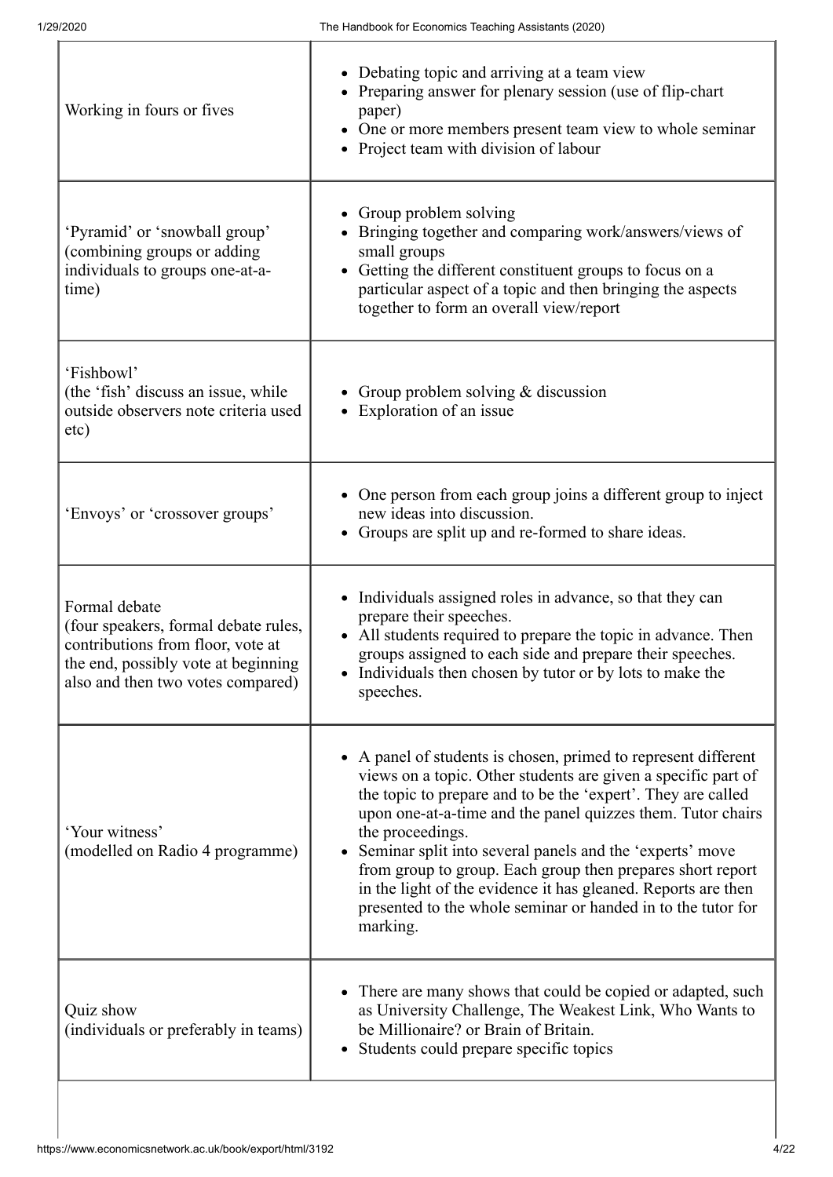| | |
|---|---|
| Working in fours or fives | • Debating topic and arriving at a team view<br>• Preparing answer for plenary session (use of flip-chart paper)<br>• One or more members present team view to whole seminar<br>• Project team with division of labour |
| 'Pyramid' or 'snowball group' (combining groups or adding individuals to groups one-at-a-time) | • Group problem solving<br>• Bringing together and comparing work/answers/views of small groups<br>• Getting the different constituent groups to focus on a particular aspect of a topic and then bringing the aspects together to form an overall view/report |
| 'Fishbowl'<br>(the 'fish' discuss an issue, while outside observers note criteria used etc) | • Group problem solving & discussion<br>• Exploration of an issue |
| 'Envoys' or 'crossover groups' | • One person from each group joins a different group to inject new ideas into discussion.<br>• Groups are split up and re-formed to share ideas. |
| Formal debate<br>(four speakers, formal debate rules, contributions from floor, vote at the end, possibly vote at beginning also and then two votes compared) | • Individuals assigned roles in advance, so that they can prepare their speeches.<br>• All students required to prepare the topic in advance. Then groups assigned to each side and prepare their speeches.<br>• Individuals then chosen by tutor or by lots to make the speeches. |
| 'Your witness'<br>(modelled on Radio 4 programme) | • A panel of students is chosen, primed to represent different views on a topic. Other students are given a specific part of the topic to prepare and to be the 'expert'. They are called upon one-at-a-time and the panel quizzes them. Tutor chairs the proceedings.<br>• Seminar split into several panels and the 'experts' move from group to group. Each group then prepares short report in the light of the evidence it has gleaned. Reports are then presented to the whole seminar or handed in to the tutor for marking. |
| Quiz show<br>(individuals or preferably in teams) | • There are many shows that could be copied or adapted, such as University Challenge, The Weakest Link, Who Wants to be Millionaire? or Brain of Britain.<br>• Students could prepare specific topics |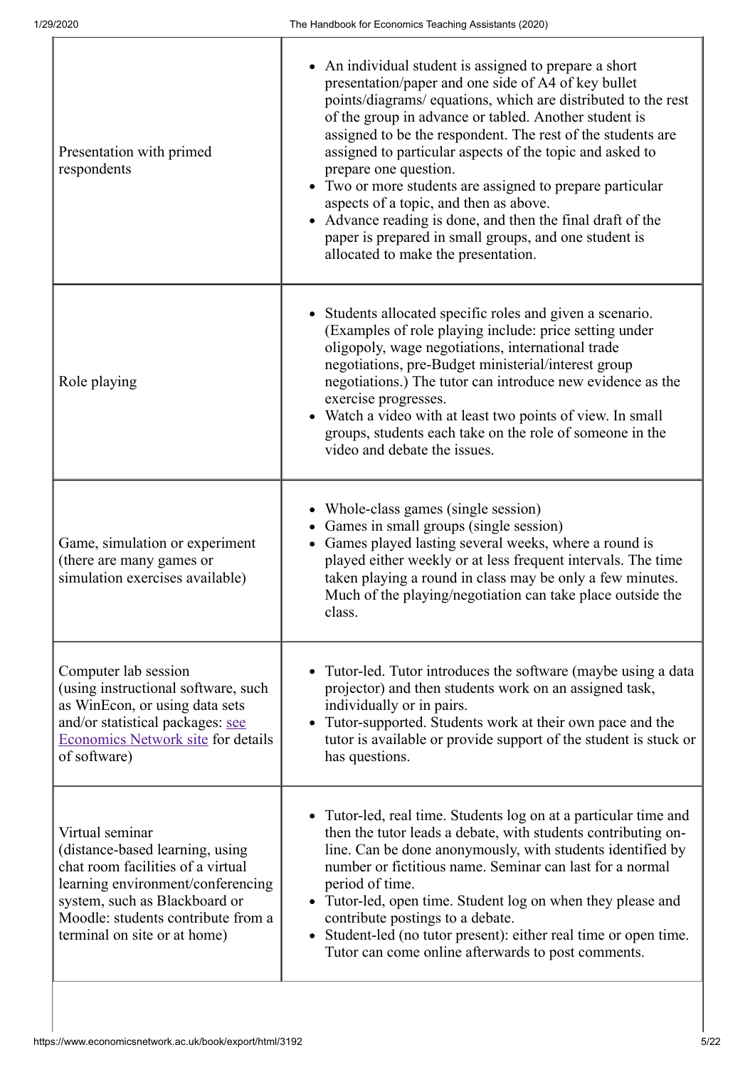| | |
|---|---|
| Presentation with primed respondents | • An individual student is assigned to prepare a short presentation/paper and one side of A4 of key bullet points/diagrams/ equations, which are distributed to the rest of the group in advance or tabled. Another student is assigned to be the respondent. The rest of the students are assigned to particular aspects of the topic and asked to prepare one question.<br>• Two or more students are assigned to prepare particular aspects of a topic, and then as above.<br>• Advance reading is done, and then the final draft of the paper is prepared in small groups, and one student is allocated to make the presentation. |
| Role playing | • Students allocated specific roles and given a scenario. (Examples of role playing include: price setting under oligopoly, wage negotiations, international trade negotiations, pre-Budget ministerial/interest group negotiations.) The tutor can introduce new evidence as the exercise progresses.<br>• Watch a video with at least two points of view. In small groups, students each take on the role of someone in the video and debate the issues. |
| Game, simulation or experiment (there are many games or simulation exercises available) | • Whole-class games (single session)<br>• Games in small groups (single session)<br>• Games played lasting several weeks, where a round is played either weekly or at less frequent intervals. The time taken playing a round in class may be only a few minutes. Much of the playing/negotiation can take place outside the class. |
| Computer lab session (using instructional software, such as WinEcon, or using data sets and/or statistical packages: [see Economics Network site](https://www.economicsnetwork.ac.uk) for details of software) | • Tutor-led. Tutor introduces the software (maybe using a data projector) and then students work on an assigned task, individually or in pairs.<br>• Tutor-supported. Students work at their own pace and the tutor is available or provide support of the student is stuck or has questions. |
| Virtual seminar (distance-based learning, using chat room facilities of a virtual learning environment/conferencing system, such as Blackboard or Moodle: students contribute from a terminal on site or at home) | • Tutor-led, real time. Students log on at a particular time and then the tutor leads a debate, with students contributing on-line. Can be done anonymously, with students identified by number or fictitious name. Seminar can last for a normal period of time.<br>• Tutor-led, open time. Student log on when they please and contribute postings to a debate.<br>• Student-led (no tutor present): either real time or open time. Tutor can come online afterwards to post comments. |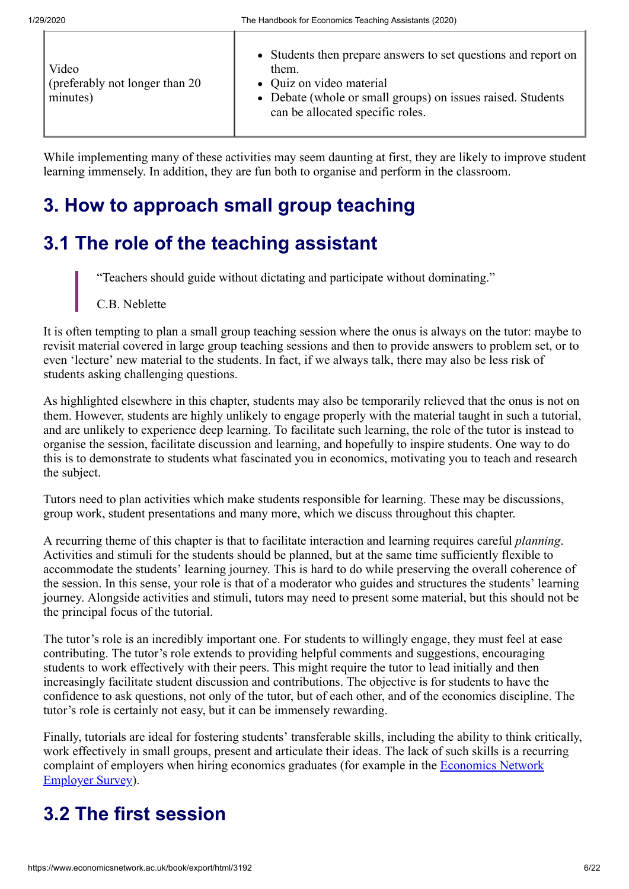| | |
|---|---|
| Video (preferably not longer than 20 minutes) | • Students then prepare answers to set questions and report on them.<br>• Quiz on video material<br>• Debate (whole or small groups) on issues raised. Students can be allocated specific roles. |

While implementing many of these activities may seem daunting at first, they are likely to improve student learning immensely. In addition, they are fun both to organise and perform in the classroom.

# 3. How to approach small group teaching

## 3.1 The role of the teaching assistant

> "Teachers should guide without dictating and participate without dominating."
>
> C.B. Neblette

It is often tempting to plan a small group teaching session where the onus is always on the tutor: maybe to revisit material covered in large group teaching sessions and then to provide answers to problem set, or to even 'lecture' new material to the students. In fact, if we always talk, there may also be less risk of students asking challenging questions.

As highlighted elsewhere in this chapter, students may also be temporarily relieved that the onus is not on them. However, students are highly unlikely to engage properly with the material taught in such a tutorial, and are unlikely to experience deep learning. To facilitate such learning, the role of the tutor is instead to organise the session, facilitate discussion and learning, and hopefully to inspire students. One way to do this is to demonstrate to students what fascinated you in economics, motivating you to teach and research the subject.

Tutors need to plan activities which make students responsible for learning. These may be discussions, group work, student presentations and many more, which we discuss throughout this chapter.

A recurring theme of this chapter is that to facilitate interaction and learning requires careful *planning*. Activities and stimuli for the students should be planned, but at the same time sufficiently flexible to accommodate the students' learning journey. This is hard to do while preserving the overall coherence of the session. In this sense, your role is that of a moderator who guides and structures the students' learning journey. Alongside activities and stimuli, tutors may need to present some material, but this should not be the principal focus of the tutorial.

The tutor's role is an incredibly important one. For students to willingly engage, they must feel at ease contributing. The tutor's role extends to providing helpful comments and suggestions, encouraging students to work effectively with their peers. This might require the tutor to lead initially and then increasingly facilitate student discussion and contributions. The objective is for students to have the confidence to ask questions, not only of the tutor, but of each other, and of the economics discipline. The tutor's role is certainly not easy, but it can be immensely rewarding.

Finally, tutorials are ideal for fostering students' transferable skills, including the ability to think critically, work effectively in small groups, present and articulate their ideas. The lack of such skills is a recurring complaint of employers when hiring economics graduates (for example in the [Economics Network Employer Survey](https://www.economicsnetwork.ac.uk)).

## 3.2 The first session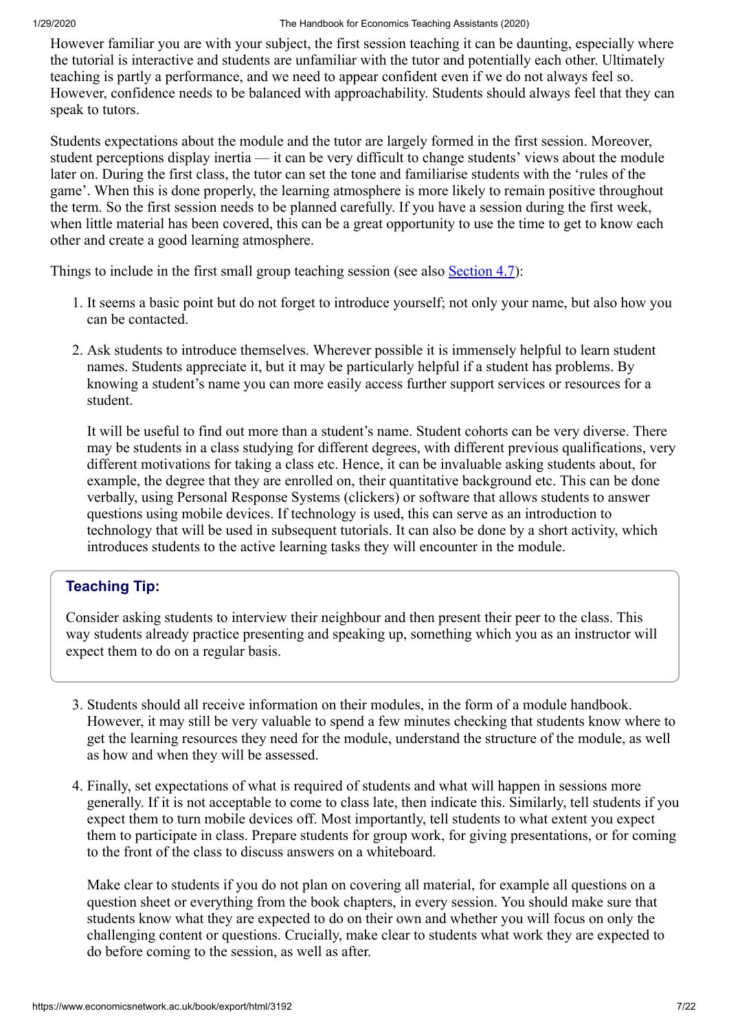However familiar you are with your subject, the first session teaching it can be daunting, especially where the tutorial is interactive and students are unfamiliar with the tutor and potentially each other. Ultimately teaching is partly a performance, and we need to appear confident even if we do not always feel so. However, confidence needs to be balanced with approachability. Students should always feel that they can speak to tutors.

Students expectations about the module and the tutor are largely formed in the first session. Moreover, student perceptions display inertia — it can be very difficult to change students' views about the module later on. During the first class, the tutor can set the tone and familiarise students with the 'rules of the game'. When this is done properly, the learning atmosphere is more likely to remain positive throughout the term. So the first session needs to be planned carefully. If you have a session during the first week, when little material has been covered, this can be a great opportunity to use the time to get to know each other and create a good learning atmosphere.

Things to include in the first small group teaching session (see also [Section 4.7](#)):

1. It seems a basic point but do not forget to introduce yourself; not only your name, but also how you can be contacted.

2. Ask students to introduce themselves. Wherever possible it is immensely helpful to learn student names. Students appreciate it, but it may be particularly helpful if a student has problems. By knowing a student's name you can more easily access further support services or resources for a student.

   It will be useful to find out more than a student's name. Student cohorts can be very diverse. There may be students in a class studying for different degrees, with different previous qualifications, very different motivations for taking a class etc. Hence, it can be invaluable asking students about, for example, the degree that they are enrolled on, their quantitative background etc. This can be done verbally, using Personal Response Systems (clickers) or software that allows students to answer questions using mobile devices. If technology is used, this can serve as an introduction to technology that will be used in subsequent tutorials. It can also be done by a short activity, which introduces students to the active learning tasks they will encounter in the module.

> **Teaching Tip:**
>
> Consider asking students to interview their neighbour and then present their peer to the class. This way students already practice presenting and speaking up, something which you as an instructor will expect them to do on a regular basis.

3. Students should all receive information on their modules, in the form of a module handbook. However, it may still be very valuable to spend a few minutes checking that students know where to get the learning resources they need for the module, understand the structure of the module, as well as how and when they will be assessed.

4. Finally, set expectations of what is required of students and what will happen in sessions more generally. If it is not acceptable to come to class late, then indicate this. Similarly, tell students if you expect them to turn mobile devices off. Most importantly, tell students to what extent you expect them to participate in class. Prepare students for group work, for giving presentations, or for coming to the front of the class to discuss answers on a whiteboard.

   Make clear to students if you do not plan on covering all material, for example all questions on a question sheet or everything from the book chapters, in every session. You should make sure that students know what they are expected to do on their own and whether you will focus on only the challenging content or questions. Crucially, make clear to students what work they are expected to do before coming to the session, as well as after.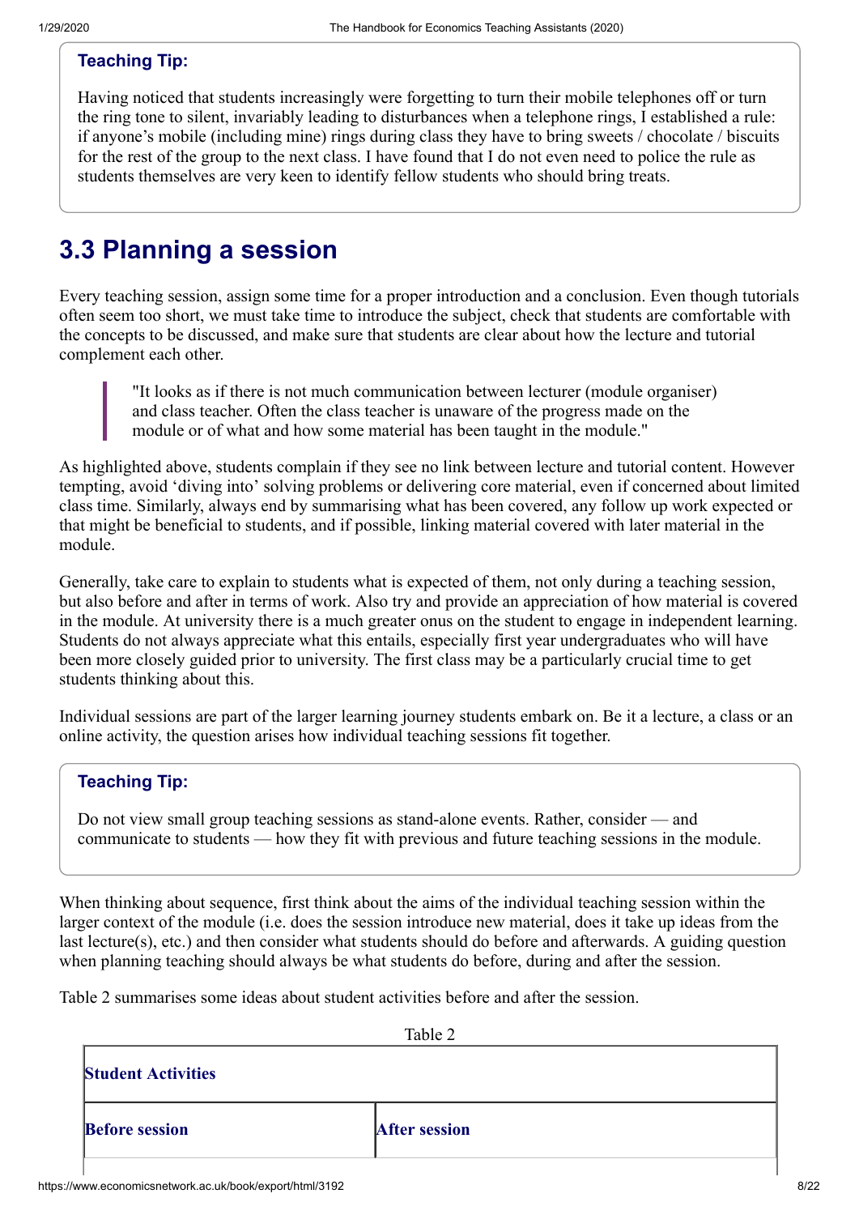**Teaching Tip:**

Having noticed that students increasingly were forgetting to turn their mobile telephones off or turn the ring tone to silent, invariably leading to disturbances when a telephone rings, I established a rule: if anyone's mobile (including mine) rings during class they have to bring sweets / chocolate / biscuits for the rest of the group to the next class. I have found that I do not even need to police the rule as students themselves are very keen to identify fellow students who should bring treats.

## 3.3 Planning a session

Every teaching session, assign some time for a proper introduction and a conclusion. Even though tutorials often seem too short, we must take time to introduce the subject, check that students are comfortable with the concepts to be discussed, and make sure that students are clear about how the lecture and tutorial complement each other.

> "It looks as if there is not much communication between lecturer (module organiser) and class teacher. Often the class teacher is unaware of the progress made on the module or of what and how some material has been taught in the module."

As highlighted above, students complain if they see no link between lecture and tutorial content. However tempting, avoid 'diving into' solving problems or delivering core material, even if concerned about limited class time. Similarly, always end by summarising what has been covered, any follow up work expected or that might be beneficial to students, and if possible, linking material covered with later material in the module.

Generally, take care to explain to students what is expected of them, not only during a teaching session, but also before and after in terms of work. Also try and provide an appreciation of how material is covered in the module. At university there is a much greater onus on the student to engage in independent learning. Students do not always appreciate what this entails, especially first year undergraduates who will have been more closely guided prior to university. The first class may be a particularly crucial time to get students thinking about this.

Individual sessions are part of the larger learning journey students embark on. Be it a lecture, a class or an online activity, the question arises how individual teaching sessions fit together.

**Teaching Tip:**

Do not view small group teaching sessions as stand-alone events. Rather, consider — and communicate to students — how they fit with previous and future teaching sessions in the module.

When thinking about sequence, first think about the aims of the individual teaching session within the larger context of the module (i.e. does the session introduce new material, does it take up ideas from the last lecture(s), etc.) and then consider what students should do before and afterwards. A guiding question when planning teaching should always be what students do before, during and after the session.

Table 2 summarises some ideas about student activities before and after the session.

Table 2

| **Student Activities** | |
|---|---|
| **Before session** | **After session** |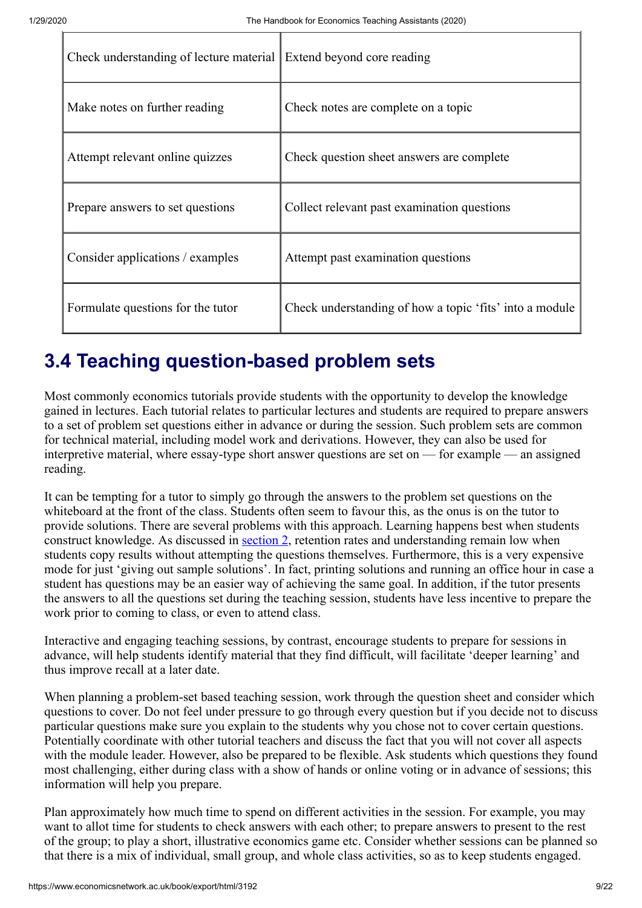| Check understanding of lecture material | Extend beyond core reading |
|---|---|
| Make notes on further reading | Check notes are complete on a topic |
| Attempt relevant online quizzes | Check question sheet answers are complete |
| Prepare answers to set questions | Collect relevant past examination questions |
| Consider applications / examples | Attempt past examination questions |
| Formulate questions for the tutor | Check understanding of how a topic 'fits' into a module |

## 3.4 Teaching question-based problem sets

Most commonly economics tutorials provide students with the opportunity to develop the knowledge gained in lectures. Each tutorial relates to particular lectures and students are required to prepare answers to a set of problem set questions either in advance or during the session. Such problem sets are common for technical material, including model work and derivations. However, they can also be used for interpretive material, where essay-type short answer questions are set on — for example — an assigned reading.

It can be tempting for a tutor to simply go through the answers to the problem set questions on the whiteboard at the front of the class. Students often seem to favour this, as the onus is on the tutor to provide solutions. There are several problems with this approach. Learning happens best when students construct knowledge. As discussed in section 2, retention rates and understanding remain low when students copy results without attempting the questions themselves. Furthermore, this is a very expensive mode for just 'giving out sample solutions'. In fact, printing solutions and running an office hour in case a student has questions may be an easier way of achieving the same goal. In addition, if the tutor presents the answers to all the questions set during the teaching session, students have less incentive to prepare the work prior to coming to class, or even to attend class.

Interactive and engaging teaching sessions, by contrast, encourage students to prepare for sessions in advance, will help students identify material that they find difficult, will facilitate 'deeper learning' and thus improve recall at a later date.

When planning a problem-set based teaching session, work through the question sheet and consider which questions to cover. Do not feel under pressure to go through every question but if you decide not to discuss particular questions make sure you explain to the students why you chose not to cover certain questions. Potentially coordinate with other tutorial teachers and discuss the fact that you will not cover all aspects with the module leader. However, also be prepared to be flexible. Ask students which questions they found most challenging, either during class with a show of hands or online voting or in advance of sessions; this information will help you prepare.

Plan approximately how much time to spend on different activities in the session. For example, you may want to allot time for students to check answers with each other; to prepare answers to present to the rest of the group; to play a short, illustrative economics game etc. Consider whether sessions can be planned so that there is a mix of individual, small group, and whole class activities, so as to keep students engaged.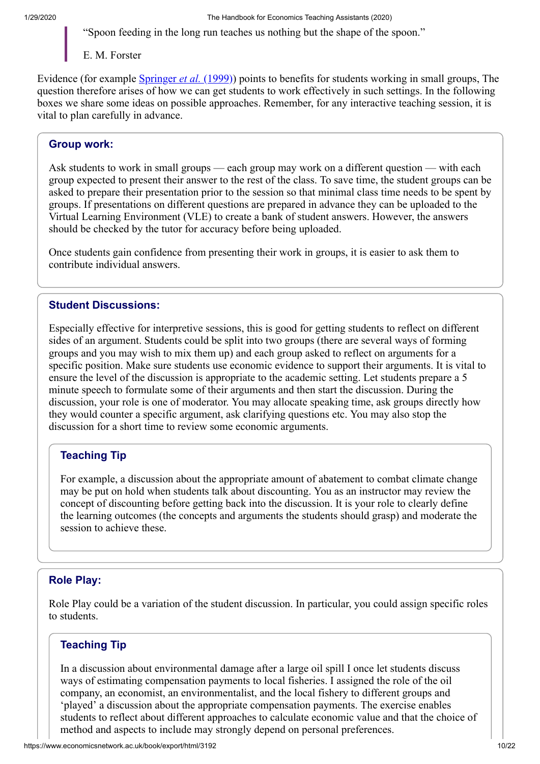> "Spoon feeding in the long run teaches us nothing but the shape of the spoon."
>
> E. M. Forster

Evidence (for example Springer *et al.* (1999)) points to benefits for students working in small groups, The question therefore arises of how we can get students to work effectively in such settings. In the following boxes we share some ideas on possible approaches. Remember, for any interactive teaching session, it is vital to plan carefully in advance.

### Group work:

Ask students to work in small groups — each group may work on a different question — with each group expected to present their answer to the rest of the class. To save time, the student groups can be asked to prepare their presentation prior to the session so that minimal class time needs to be spent by groups. If presentations on different questions are prepared in advance they can be uploaded to the Virtual Learning Environment (VLE) to create a bank of student answers. However, the answers should be checked by the tutor for accuracy before being uploaded.

Once students gain confidence from presenting their work in groups, it is easier to ask them to contribute individual answers.

### Student Discussions:

Especially effective for interpretive sessions, this is good for getting students to reflect on different sides of an argument. Students could be split into two groups (there are several ways of forming groups and you may wish to mix them up) and each group asked to reflect on arguments for a specific position. Make sure students use economic evidence to support their arguments. It is vital to ensure the level of the discussion is appropriate to the academic setting. Let students prepare a 5 minute speech to formulate some of their arguments and then start the discussion. During the discussion, your role is one of moderator. You may allocate speaking time, ask groups directly how they would counter a specific argument, ask clarifying questions etc. You may also stop the discussion for a short time to review some economic arguments.

#### Teaching Tip

For example, a discussion about the appropriate amount of abatement to combat climate change may be put on hold when students talk about discounting. You as an instructor may review the concept of discounting before getting back into the discussion. It is your role to clearly define the learning outcomes (the concepts and arguments the students should grasp) and moderate the session to achieve these.

### Role Play:

Role Play could be a variation of the student discussion. In particular, you could assign specific roles to students.

#### Teaching Tip

In a discussion about environmental damage after a large oil spill I once let students discuss ways of estimating compensation payments to local fisheries. I assigned the role of the oil company, an economist, an environmentalist, and the local fishery to different groups and 'played' a discussion about the appropriate compensation payments. The exercise enables students to reflect about different approaches to calculate economic value and that the choice of method and aspects to include may strongly depend on personal preferences.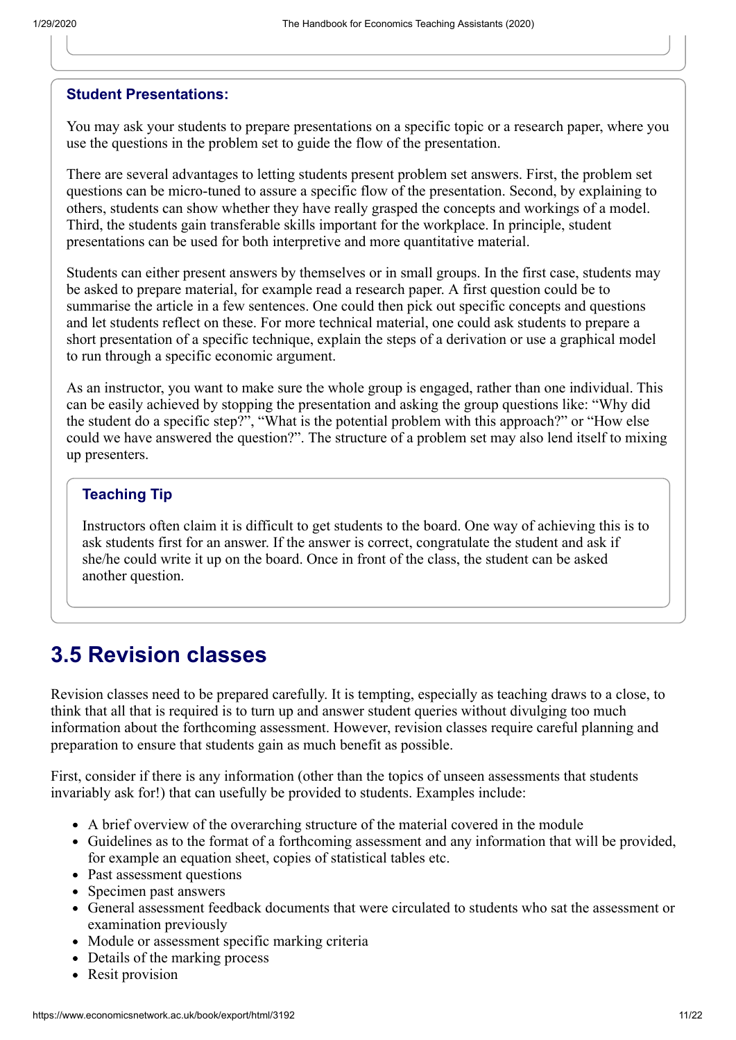### Student Presentations:

You may ask your students to prepare presentations on a specific topic or a research paper, where you use the questions in the problem set to guide the flow of the presentation.

There are several advantages to letting students present problem set answers. First, the problem set questions can be micro-tuned to assure a specific flow of the presentation. Second, by explaining to others, students can show whether they have really grasped the concepts and workings of a model. Third, the students gain transferable skills important for the workplace. In principle, student presentations can be used for both interpretive and more quantitative material.

Students can either present answers by themselves or in small groups. In the first case, students may be asked to prepare material, for example read a research paper. A first question could be to summarise the article in a few sentences. One could then pick out specific concepts and questions and let students reflect on these. For more technical material, one could ask students to prepare a short presentation of a specific technique, explain the steps of a derivation or use a graphical model to run through a specific economic argument.

As an instructor, you want to make sure the whole group is engaged, rather than one individual. This can be easily achieved by stopping the presentation and asking the group questions like: "Why did the student do a specific step?", "What is the potential problem with this approach?" or "How else could we have answered the question?". The structure of a problem set may also lend itself to mixing up presenters.

#### Teaching Tip

Instructors often claim it is difficult to get students to the board. One way of achieving this is to ask students first for an answer. If the answer is correct, congratulate the student and ask if she/he could write it up on the board. Once in front of the class, the student can be asked another question.

## 3.5 Revision classes

Revision classes need to be prepared carefully. It is tempting, especially as teaching draws to a close, to think that all that is required is to turn up and answer student queries without divulging too much information about the forthcoming assessment. However, revision classes require careful planning and preparation to ensure that students gain as much benefit as possible.

First, consider if there is any information (other than the topics of unseen assessments that students invariably ask for!) that can usefully be provided to students. Examples include:

- A brief overview of the overarching structure of the material covered in the module
- Guidelines as to the format of a forthcoming assessment and any information that will be provided, for example an equation sheet, copies of statistical tables etc.
- Past assessment questions
- Specimen past answers
- General assessment feedback documents that were circulated to students who sat the assessment or examination previously
- Module or assessment specific marking criteria
- Details of the marking process
- Resit provision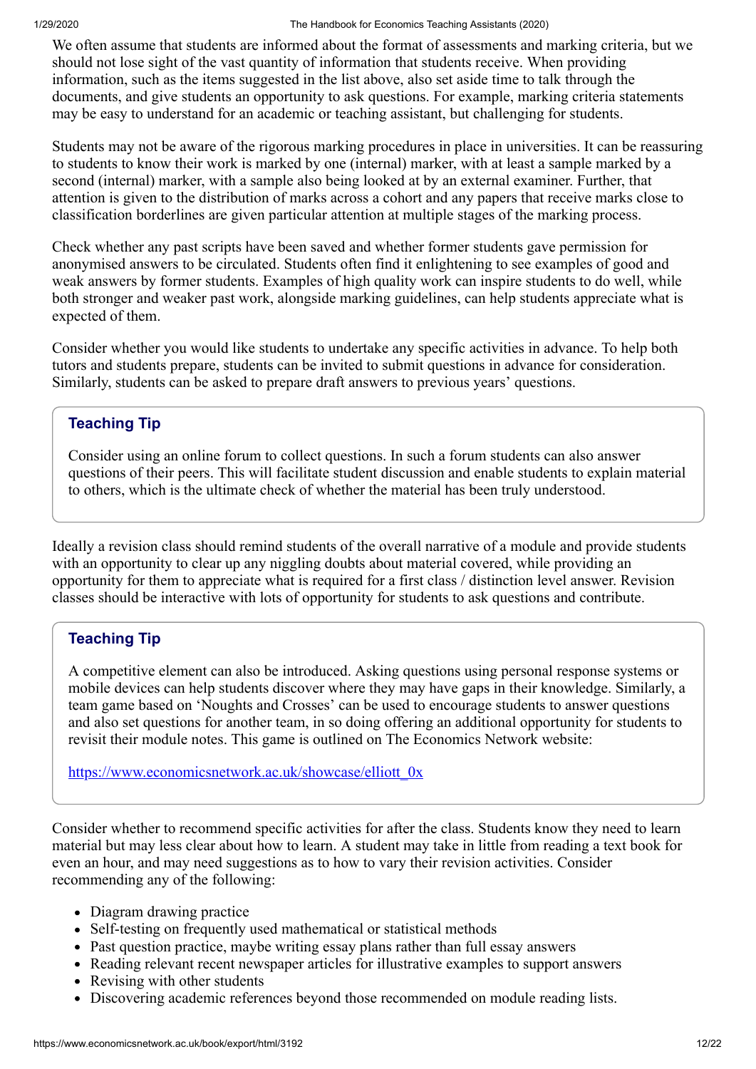We often assume that students are informed about the format of assessments and marking criteria, but we should not lose sight of the vast quantity of information that students receive. When providing information, such as the items suggested in the list above, also set aside time to talk through the documents, and give students an opportunity to ask questions. For example, marking criteria statements may be easy to understand for an academic or teaching assistant, but challenging for students.

Students may not be aware of the rigorous marking procedures in place in universities. It can be reassuring to students to know their work is marked by one (internal) marker, with at least a sample marked by a second (internal) marker, with a sample also being looked at by an external examiner. Further, that attention is given to the distribution of marks across a cohort and any papers that receive marks close to classification borderlines are given particular attention at multiple stages of the marking process.

Check whether any past scripts have been saved and whether former students gave permission for anonymised answers to be circulated. Students often find it enlightening to see examples of good and weak answers by former students. Examples of high quality work can inspire students to do well, while both stronger and weaker past work, alongside marking guidelines, can help students appreciate what is expected of them.

Consider whether you would like students to undertake any specific activities in advance. To help both tutors and students prepare, students can be invited to submit questions in advance for consideration. Similarly, students can be asked to prepare draft answers to previous years' questions.

> **Teaching Tip**
>
> Consider using an online forum to collect questions. In such a forum students can also answer questions of their peers. This will facilitate student discussion and enable students to explain material to others, which is the ultimate check of whether the material has been truly understood.

Ideally a revision class should remind students of the overall narrative of a module and provide students with an opportunity to clear up any niggling doubts about material covered, while providing an opportunity for them to appreciate what is required for a first class / distinction level answer. Revision classes should be interactive with lots of opportunity for students to ask questions and contribute.

> **Teaching Tip**
>
> A competitive element can also be introduced. Asking questions using personal response systems or mobile devices can help students discover where they may have gaps in their knowledge. Similarly, a team game based on 'Noughts and Crosses' can be used to encourage students to answer questions and also set questions for another team, in so doing offering an additional opportunity for students to revisit their module notes. This game is outlined on The Economics Network website:
>
> https://www.economicsnetwork.ac.uk/showcase/elliott_0x

Consider whether to recommend specific activities for after the class. Students know they need to learn material but may less clear about how to learn. A student may take in little from reading a text book for even an hour, and may need suggestions as to how to vary their revision activities. Consider recommending any of the following:

- Diagram drawing practice
- Self-testing on frequently used mathematical or statistical methods
- Past question practice, maybe writing essay plans rather than full essay answers
- Reading relevant recent newspaper articles for illustrative examples to support answers
- Revising with other students
- Discovering academic references beyond those recommended on module reading lists.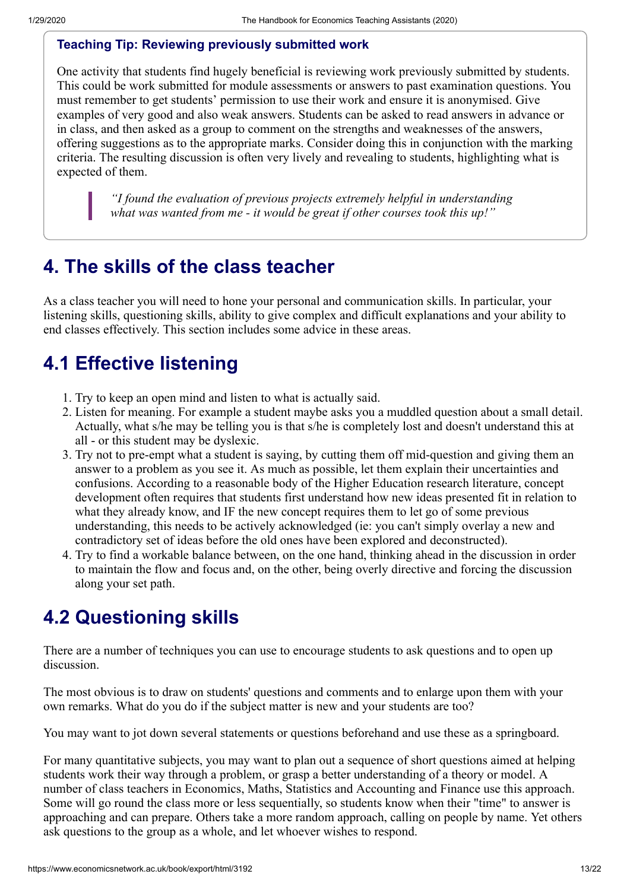### Teaching Tip: Reviewing previously submitted work

One activity that students find hugely beneficial is reviewing work previously submitted by students. This could be work submitted for module assessments or answers to past examination questions. You must remember to get students' permission to use their work and ensure it is anonymised. Give examples of very good and also weak answers. Students can be asked to read answers in advance or in class, and then asked as a group to comment on the strengths and weaknesses of the answers, offering suggestions as to the appropriate marks. Consider doing this in conjunction with the marking criteria. The resulting discussion is often very lively and revealing to students, highlighting what is expected of them.

> *"I found the evaluation of previous projects extremely helpful in understanding what was wanted from me - it would be great if other courses took this up!"*

## 4. The skills of the class teacher

As a class teacher you will need to hone your personal and communication skills. In particular, your listening skills, questioning skills, ability to give complex and difficult explanations and your ability to end classes effectively. This section includes some advice in these areas.

## 4.1 Effective listening

1. Try to keep an open mind and listen to what is actually said.
2. Listen for meaning. For example a student maybe asks you a muddled question about a small detail. Actually, what s/he may be telling you is that s/he is completely lost and doesn't understand this at all - or this student may be dyslexic.
3. Try not to pre-empt what a student is saying, by cutting them off mid-question and giving them an answer to a problem as you see it. As much as possible, let them explain their uncertainties and confusions. According to a reasonable body of the Higher Education research literature, concept development often requires that students first understand how new ideas presented fit in relation to what they already know, and IF the new concept requires them to let go of some previous understanding, this needs to be actively acknowledged (ie: you can't simply overlay a new and contradictory set of ideas before the old ones have been explored and deconstructed).
4. Try to find a workable balance between, on the one hand, thinking ahead in the discussion in order to maintain the flow and focus and, on the other, being overly directive and forcing the discussion along your set path.

## 4.2 Questioning skills

There are a number of techniques you can use to encourage students to ask questions and to open up discussion.

The most obvious is to draw on students' questions and comments and to enlarge upon them with your own remarks. What do you do if the subject matter is new and your students are too?

You may want to jot down several statements or questions beforehand and use these as a springboard.

For many quantitative subjects, you may want to plan out a sequence of short questions aimed at helping students work their way through a problem, or grasp a better understanding of a theory or model. A number of class teachers in Economics, Maths, Statistics and Accounting and Finance use this approach. Some will go round the class more or less sequentially, so students know when their "time" to answer is approaching and can prepare. Others take a more random approach, calling on people by name. Yet others ask questions to the group as a whole, and let whoever wishes to respond.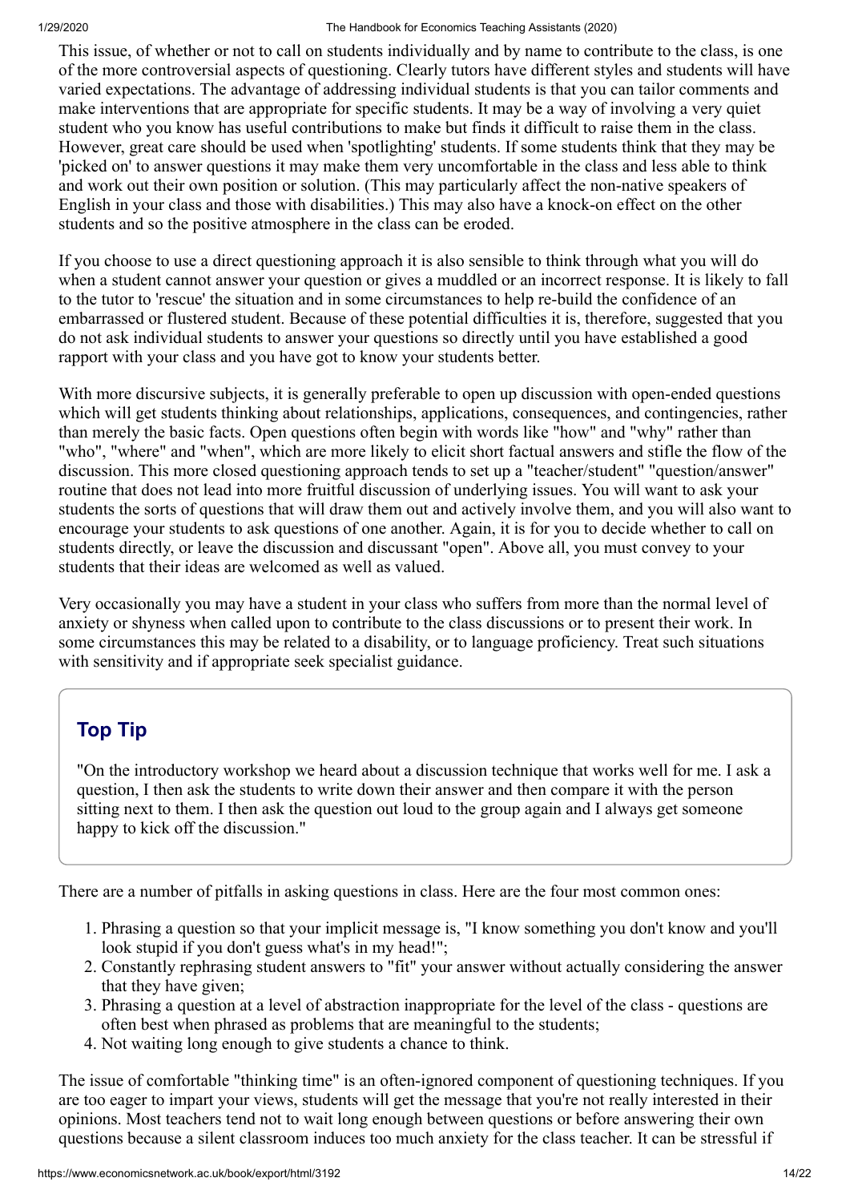This issue, of whether or not to call on students individually and by name to contribute to the class, is one of the more controversial aspects of questioning. Clearly tutors have different styles and students will have varied expectations. The advantage of addressing individual students is that you can tailor comments and make interventions that are appropriate for specific students. It may be a way of involving a very quiet student who you know has useful contributions to make but finds it difficult to raise them in the class. However, great care should be used when 'spotlighting' students. If some students think that they may be 'picked on' to answer questions it may make them very uncomfortable in the class and less able to think and work out their own position or solution. (This may particularly affect the non-native speakers of English in your class and those with disabilities.) This may also have a knock-on effect on the other students and so the positive atmosphere in the class can be eroded.

If you choose to use a direct questioning approach it is also sensible to think through what you will do when a student cannot answer your question or gives a muddled or an incorrect response. It is likely to fall to the tutor to 'rescue' the situation and in some circumstances to help re-build the confidence of an embarrassed or flustered student. Because of these potential difficulties it is, therefore, suggested that you do not ask individual students to answer your questions so directly until you have established a good rapport with your class and you have got to know your students better.

With more discursive subjects, it is generally preferable to open up discussion with open-ended questions which will get students thinking about relationships, applications, consequences, and contingencies, rather than merely the basic facts. Open questions often begin with words like "how" and "why" rather than "who", "where" and "when", which are more likely to elicit short factual answers and stifle the flow of the discussion. This more closed questioning approach tends to set up a "teacher/student" "question/answer" routine that does not lead into more fruitful discussion of underlying issues. You will want to ask your students the sorts of questions that will draw them out and actively involve them, and you will also want to encourage your students to ask questions of one another. Again, it is for you to decide whether to call on students directly, or leave the discussion and discussant "open". Above all, you must convey to your students that their ideas are welcomed as well as valued.

Very occasionally you may have a student in your class who suffers from more than the normal level of anxiety or shyness when called upon to contribute to the class discussions or to present their work. In some circumstances this may be related to a disability, or to language proficiency. Treat such situations with sensitivity and if appropriate seek specialist guidance.

### Top Tip

"On the introductory workshop we heard about a discussion technique that works well for me. I ask a question, I then ask the students to write down their answer and then compare it with the person sitting next to them. I then ask the question out loud to the group again and I always get someone happy to kick off the discussion."

There are a number of pitfalls in asking questions in class. Here are the four most common ones:

1. Phrasing a question so that your implicit message is, "I know something you don't know and you'll look stupid if you don't guess what's in my head!";
2. Constantly rephrasing student answers to "fit" your answer without actually considering the answer that they have given;
3. Phrasing a question at a level of abstraction inappropriate for the level of the class - questions are often best when phrased as problems that are meaningful to the students;
4. Not waiting long enough to give students a chance to think.

The issue of comfortable "thinking time" is an often-ignored component of questioning techniques. If you are too eager to impart your views, students will get the message that you're not really interested in their opinions. Most teachers tend not to wait long enough between questions or before answering their own questions because a silent classroom induces too much anxiety for the class teacher. It can be stressful if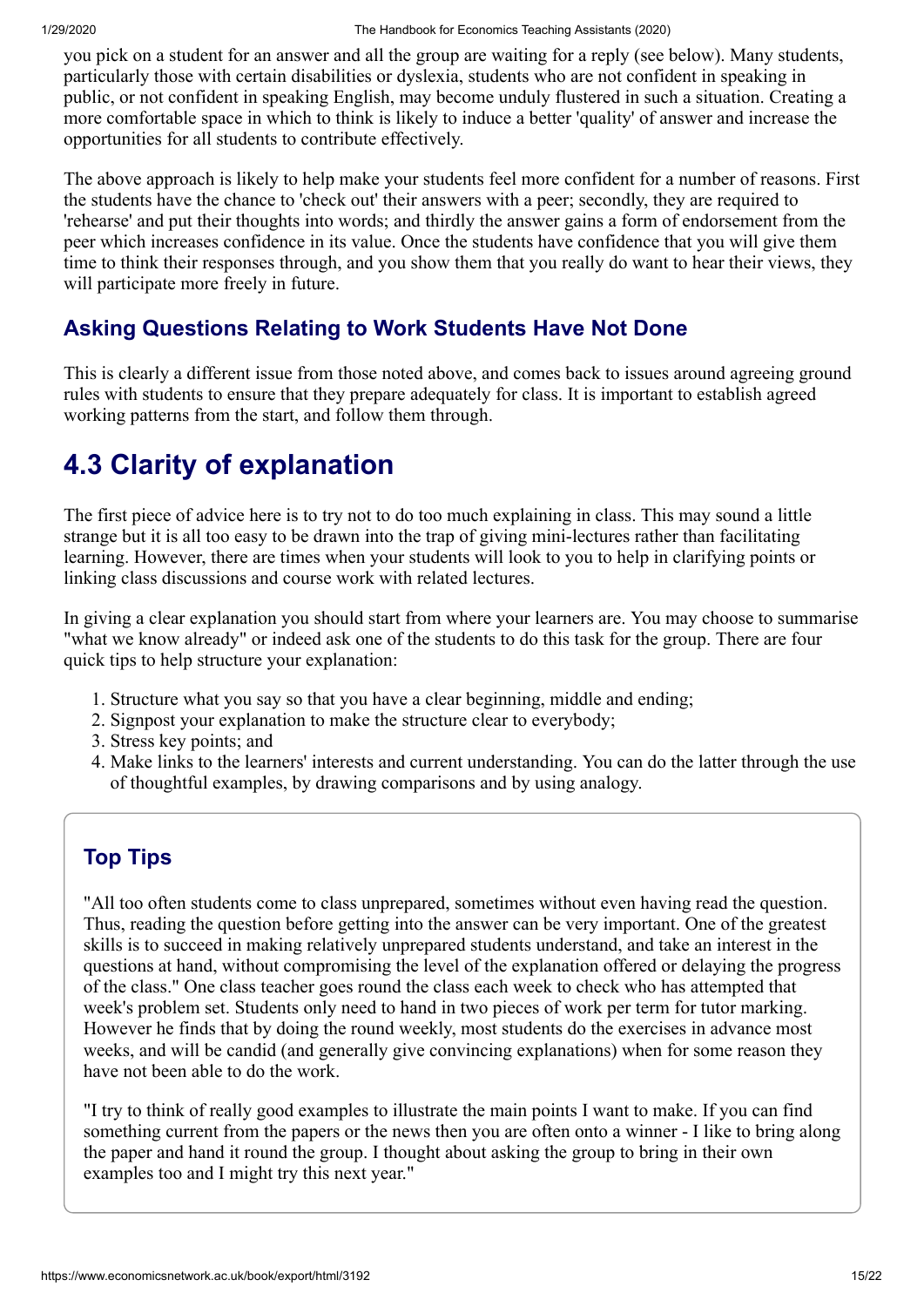you pick on a student for an answer and all the group are waiting for a reply (see below). Many students, particularly those with certain disabilities or dyslexia, students who are not confident in speaking in public, or not confident in speaking English, may become unduly flustered in such a situation. Creating a more comfortable space in which to think is likely to induce a better 'quality' of answer and increase the opportunities for all students to contribute effectively.

The above approach is likely to help make your students feel more confident for a number of reasons. First the students have the chance to 'check out' their answers with a peer; secondly, they are required to 'rehearse' and put their thoughts into words; and thirdly the answer gains a form of endorsement from the peer which increases confidence in its value. Once the students have confidence that you will give them time to think their responses through, and you show them that you really do want to hear their views, they will participate more freely in future.

### Asking Questions Relating to Work Students Have Not Done

This is clearly a different issue from those noted above, and comes back to issues around agreeing ground rules with students to ensure that they prepare adequately for class. It is important to establish agreed working patterns from the start, and follow them through.

## 4.3 Clarity of explanation

The first piece of advice here is to try not to do too much explaining in class. This may sound a little strange but it is all too easy to be drawn into the trap of giving mini-lectures rather than facilitating learning. However, there are times when your students will look to you to help in clarifying points or linking class discussions and course work with related lectures.

In giving a clear explanation you should start from where your learners are. You may choose to summarise "what we know already" or indeed ask one of the students to do this task for the group. There are four quick tips to help structure your explanation:

1. Structure what you say so that you have a clear beginning, middle and ending;
2. Signpost your explanation to make the structure clear to everybody;
3. Stress key points; and
4. Make links to the learners' interests and current understanding. You can do the latter through the use of thoughtful examples, by drawing comparisons and by using analogy.

### Top Tips

"All too often students come to class unprepared, sometimes without even having read the question. Thus, reading the question before getting into the answer can be very important. One of the greatest skills is to succeed in making relatively unprepared students understand, and take an interest in the questions at hand, without compromising the level of the explanation offered or delaying the progress of the class." One class teacher goes round the class each week to check who has attempted that week's problem set. Students only need to hand in two pieces of work per term for tutor marking. However he finds that by doing the round weekly, most students do the exercises in advance most weeks, and will be candid (and generally give convincing explanations) when for some reason they have not been able to do the work.

"I try to think of really good examples to illustrate the main points I want to make. If you can find something current from the papers or the news then you are often onto a winner - I like to bring along the paper and hand it round the group. I thought about asking the group to bring in their own examples too and I might try this next year."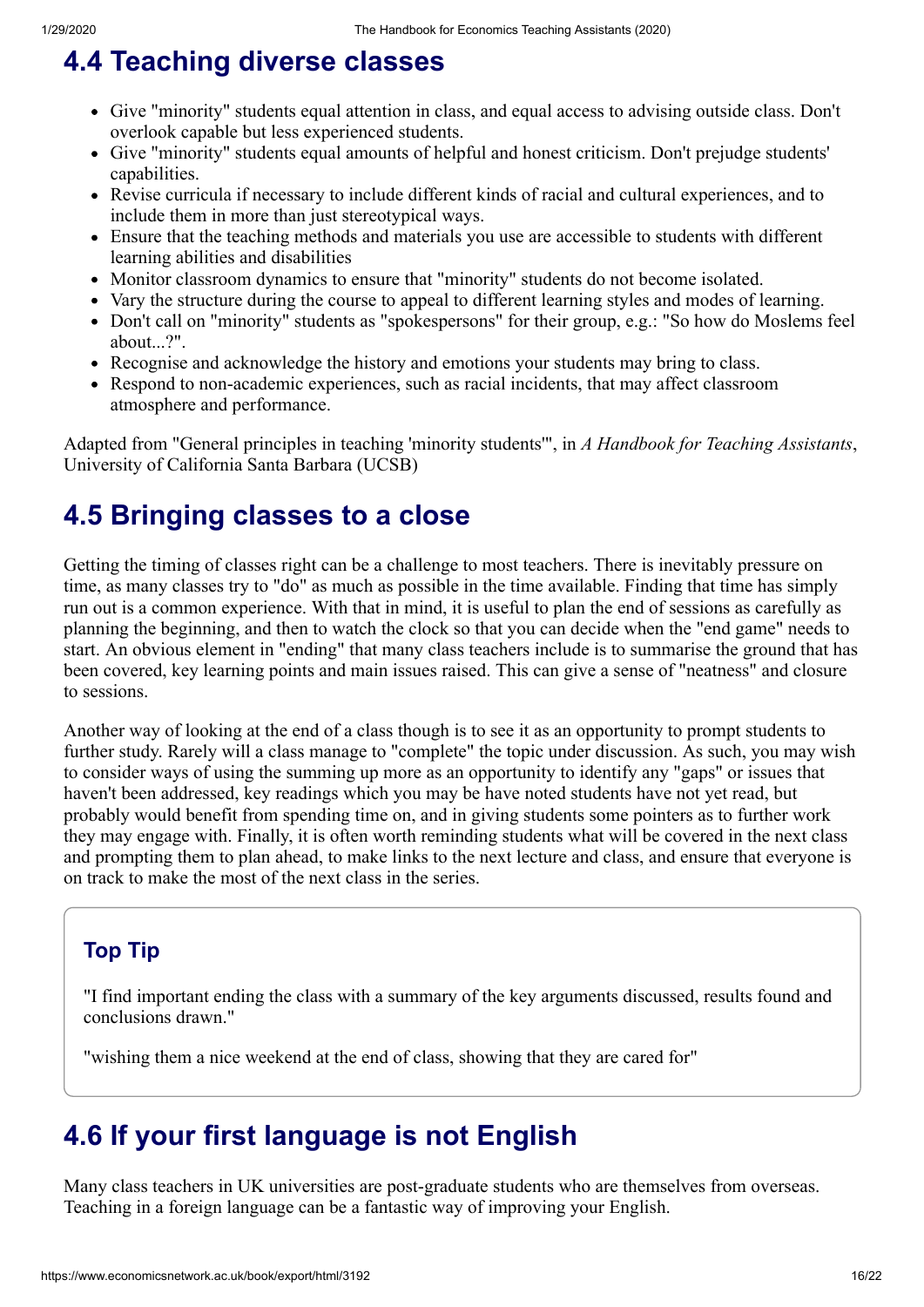## 4.4 Teaching diverse classes

- Give "minority" students equal attention in class, and equal access to advising outside class. Don't overlook capable but less experienced students.
- Give "minority" students equal amounts of helpful and honest criticism. Don't prejudge students' capabilities.
- Revise curricula if necessary to include different kinds of racial and cultural experiences, and to include them in more than just stereotypical ways.
- Ensure that the teaching methods and materials you use are accessible to students with different learning abilities and disabilities
- Monitor classroom dynamics to ensure that "minority" students do not become isolated.
- Vary the structure during the course to appeal to different learning styles and modes of learning.
- Don't call on "minority" students as "spokespersons" for their group, e.g.: "So how do Moslems feel about...?".
- Recognise and acknowledge the history and emotions your students may bring to class.
- Respond to non-academic experiences, such as racial incidents, that may affect classroom atmosphere and performance.

Adapted from "General principles in teaching 'minority students'", in *A Handbook for Teaching Assistants*, University of California Santa Barbara (UCSB)

## 4.5 Bringing classes to a close

Getting the timing of classes right can be a challenge to most teachers. There is inevitably pressure on time, as many classes try to "do" as much as possible in the time available. Finding that time has simply run out is a common experience. With that in mind, it is useful to plan the end of sessions as carefully as planning the beginning, and then to watch the clock so that you can decide when the "end game" needs to start. An obvious element in "ending" that many class teachers include is to summarise the ground that has been covered, key learning points and main issues raised. This can give a sense of "neatness" and closure to sessions.

Another way of looking at the end of a class though is to see it as an opportunity to prompt students to further study. Rarely will a class manage to "complete" the topic under discussion. As such, you may wish to consider ways of using the summing up more as an opportunity to identify any "gaps" or issues that haven't been addressed, key readings which you may be have noted students have not yet read, but probably would benefit from spending time on, and in giving students some pointers as to further work they may engage with. Finally, it is often worth reminding students what will be covered in the next class and prompting them to plan ahead, to make links to the next lecture and class, and ensure that everyone is on track to make the most of the next class in the series.

### Top Tip

"I find important ending the class with a summary of the key arguments discussed, results found and conclusions drawn."

"wishing them a nice weekend at the end of class, showing that they are cared for"

## 4.6 If your first language is not English

Many class teachers in UK universities are post-graduate students who are themselves from overseas. Teaching in a foreign language can be a fantastic way of improving your English.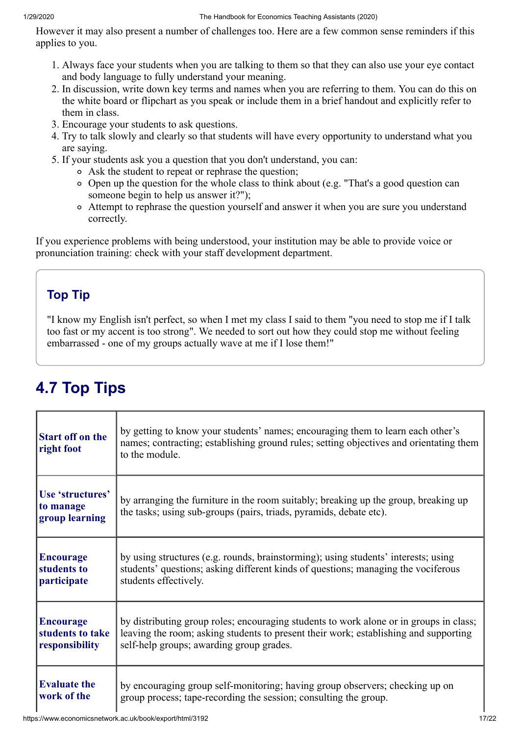However it may also present a number of challenges too. Here are a few common sense reminders if this applies to you.

1. Always face your students when you are talking to them so that they can also use your eye contact and body language to fully understand your meaning.
2. In discussion, write down key terms and names when you are referring to them. You can do this on the white board or flipchart as you speak or include them in a brief handout and explicitly refer to them in class.
3. Encourage your students to ask questions.
4. Try to talk slowly and clearly so that students will have every opportunity to understand what you are saying.
5. If your students ask you a question that you don't understand, you can:
   - Ask the student to repeat or rephrase the question;
   - Open up the question for the whole class to think about (e.g. "That's a good question can someone begin to help us answer it?");
   - Attempt to rephrase the question yourself and answer it when you are sure you understand correctly.

If you experience problems with being understood, your institution may be able to provide voice or pronunciation training: check with your staff development department.

> ### Top Tip
>
> "I know my English isn't perfect, so when I met my class I said to them "you need to stop me if I talk too fast or my accent is too strong". We needed to sort out how they could stop me without feeling embarrassed - one of my groups actually wave at me if I lose them!"

## 4.7 Top Tips

| | |
|---|---|
| **Start off on the right foot** | by getting to know your students' names; encouraging them to learn each other's names; contracting; establishing ground rules; setting objectives and orientating them to the module. |
| **Use 'structures' to manage group learning** | by arranging the furniture in the room suitably; breaking up the group, breaking up the tasks; using sub-groups (pairs, triads, pyramids, debate etc). |
| **Encourage students to participate** | by using structures (e.g. rounds, brainstorming); using students' interests; using students' questions; asking different kinds of questions; managing the vociferous students effectively. |
| **Encourage students to take responsibility** | by distributing group roles; encouraging students to work alone or in groups in class; leaving the room; asking students to present their work; establishing and supporting self-help groups; awarding group grades. |
| **Evaluate the work of the** | by encouraging group self-monitoring; having group observers; checking up on group process; tape-recording the session; consulting the group. |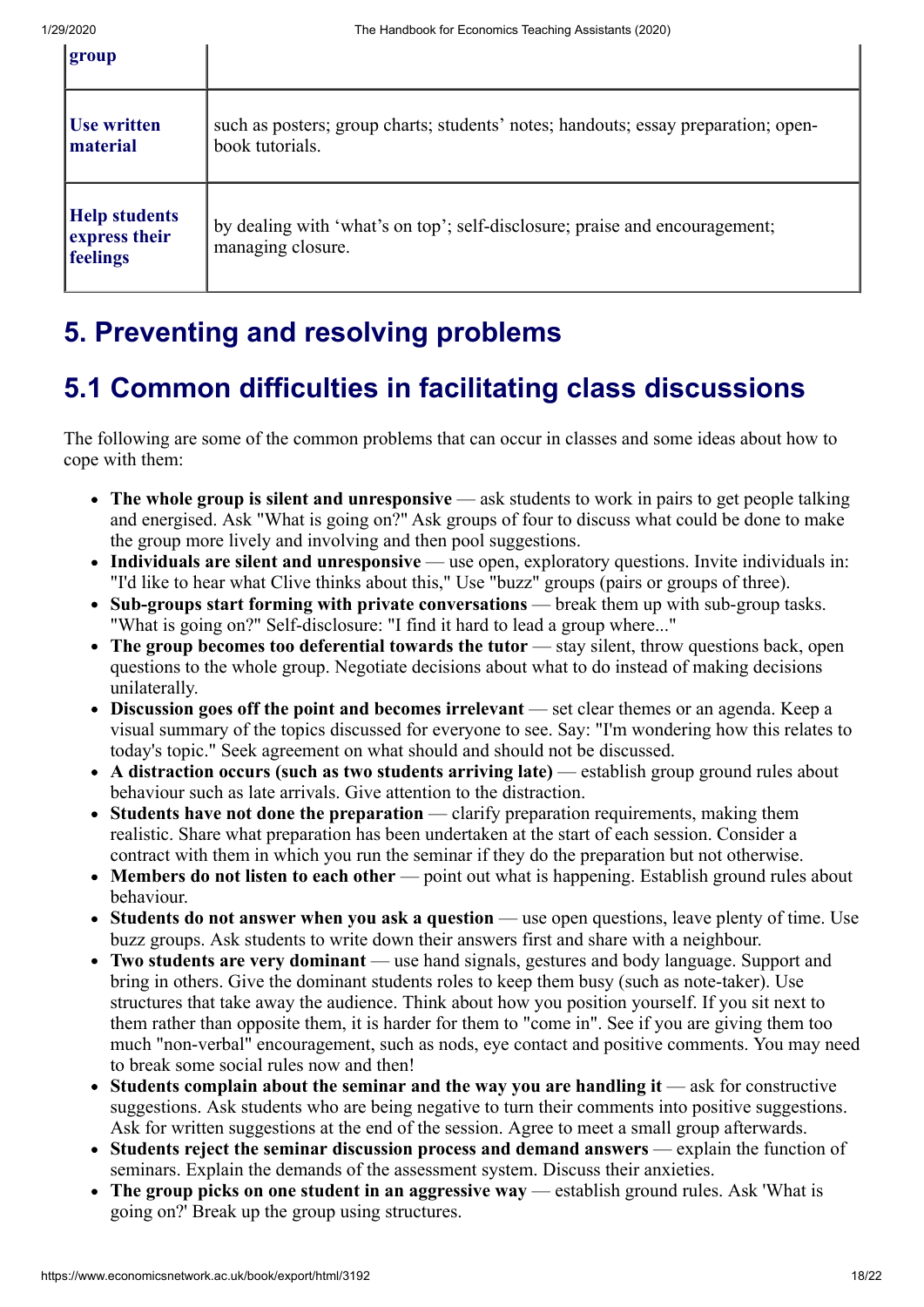| group | |
|---|---|
| **Use written material** | such as posters; group charts; students' notes; handouts; essay preparation; open-book tutorials. |
| **Help students express their feelings** | by dealing with 'what's on top'; self-disclosure; praise and encouragement; managing closure. |

## 5. Preventing and resolving problems

## 5.1 Common difficulties in facilitating class discussions

The following are some of the common problems that can occur in classes and some ideas about how to cope with them:

- **The whole group is silent and unresponsive** — ask students to work in pairs to get people talking and energised. Ask "What is going on?" Ask groups of four to discuss what could be done to make the group more lively and involving and then pool suggestions.
- **Individuals are silent and unresponsive** — use open, exploratory questions. Invite individuals in: "I'd like to hear what Clive thinks about this," Use "buzz" groups (pairs or groups of three).
- **Sub-groups start forming with private conversations** — break them up with sub-group tasks. "What is going on?" Self-disclosure: "I find it hard to lead a group where..."
- **The group becomes too deferential towards the tutor** — stay silent, throw questions back, open questions to the whole group. Negotiate decisions about what to do instead of making decisions unilaterally.
- **Discussion goes off the point and becomes irrelevant** — set clear themes or an agenda. Keep a visual summary of the topics discussed for everyone to see. Say: "I'm wondering how this relates to today's topic." Seek agreement on what should and should not be discussed.
- **A distraction occurs (such as two students arriving late)** — establish group ground rules about behaviour such as late arrivals. Give attention to the distraction.
- **Students have not done the preparation** — clarify preparation requirements, making them realistic. Share what preparation has been undertaken at the start of each session. Consider a contract with them in which you run the seminar if they do the preparation but not otherwise.
- **Members do not listen to each other** — point out what is happening. Establish ground rules about behaviour.
- **Students do not answer when you ask a question** — use open questions, leave plenty of time. Use buzz groups. Ask students to write down their answers first and share with a neighbour.
- **Two students are very dominant** — use hand signals, gestures and body language. Support and bring in others. Give the dominant students roles to keep them busy (such as note-taker). Use structures that take away the audience. Think about how you position yourself. If you sit next to them rather than opposite them, it is harder for them to "come in". See if you are giving them too much "non-verbal" encouragement, such as nods, eye contact and positive comments. You may need to break some social rules now and then!
- **Students complain about the seminar and the way you are handling it** — ask for constructive suggestions. Ask students who are being negative to turn their comments into positive suggestions. Ask for written suggestions at the end of the session. Agree to meet a small group afterwards.
- **Students reject the seminar discussion process and demand answers** — explain the function of seminars. Explain the demands of the assessment system. Discuss their anxieties.
- **The group picks on one student in an aggressive way** — establish ground rules. Ask 'What is going on?' Break up the group using structures.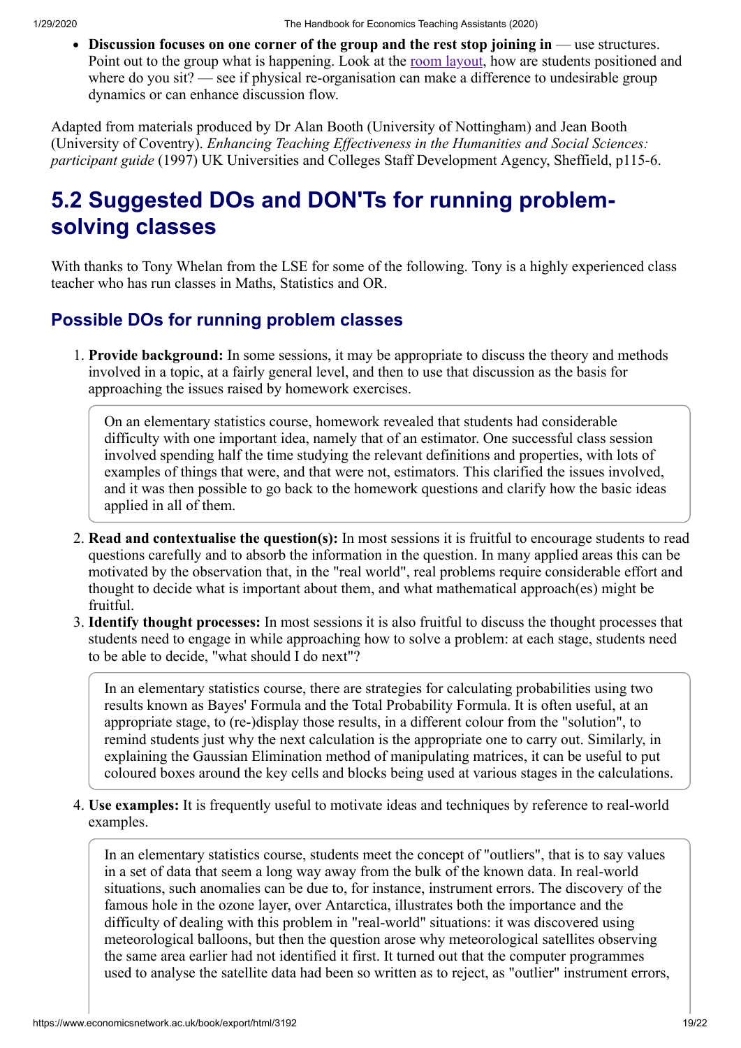- **Discussion focuses on one corner of the group and the rest stop joining in** — use structures. Point out to the group what is happening. Look at the room layout, how are students positioned and where do you sit? — see if physical re-organisation can make a difference to undesirable group dynamics or can enhance discussion flow.

Adapted from materials produced by Dr Alan Booth (University of Nottingham) and Jean Booth (University of Coventry). *Enhancing Teaching Effectiveness in the Humanities and Social Sciences: participant guide* (1997) UK Universities and Colleges Staff Development Agency, Sheffield, p115-6.

## 5.2 Suggested DOs and DON'Ts for running problem-solving classes

With thanks to Tony Whelan from the LSE for some of the following. Tony is a highly experienced class teacher who has run classes in Maths, Statistics and OR.

### Possible DOs for running problem classes

1. **Provide background:** In some sessions, it may be appropriate to discuss the theory and methods involved in a topic, at a fairly general level, and then to use that discussion as the basis for approaching the issues raised by homework exercises.

   > On an elementary statistics course, homework revealed that students had considerable difficulty with one important idea, namely that of an estimator. One successful class session involved spending half the time studying the relevant definitions and properties, with lots of examples of things that were, and that were not, estimators. This clarified the issues involved, and it was then possible to go back to the homework questions and clarify how the basic ideas applied in all of them.

2. **Read and contextualise the question(s):** In most sessions it is fruitful to encourage students to read questions carefully and to absorb the information in the question. In many applied areas this can be motivated by the observation that, in the "real world", real problems require considerable effort and thought to decide what is important about them, and what mathematical approach(es) might be fruitful.
3. **Identify thought processes:** In most sessions it is also fruitful to discuss the thought processes that students need to engage in while approaching how to solve a problem: at each stage, students need to be able to decide, "what should I do next"?

   > In an elementary statistics course, there are strategies for calculating probabilities using two results known as Bayes' Formula and the Total Probability Formula. It is often useful, at an appropriate stage, to (re-)display those results, in a different colour from the "solution", to remind students just why the next calculation is the appropriate one to carry out. Similarly, in explaining the Gaussian Elimination method of manipulating matrices, it can be useful to put coloured boxes around the key cells and blocks being used at various stages in the calculations.

4. **Use examples:** It is frequently useful to motivate ideas and techniques by reference to real-world examples.

   > In an elementary statistics course, students meet the concept of "outliers", that is to say values in a set of data that seem a long way away from the bulk of the known data. In real-world situations, such anomalies can be due to, for instance, instrument errors. The discovery of the famous hole in the ozone layer, over Antarctica, illustrates both the importance and the difficulty of dealing with this problem in "real-world" situations: it was discovered using meteorological balloons, but then the question arose why meteorological satellites observing the same area earlier had not identified it first. It turned out that the computer programmes used to analyse the satellite data had been so written as to reject, as "outlier" instrument errors,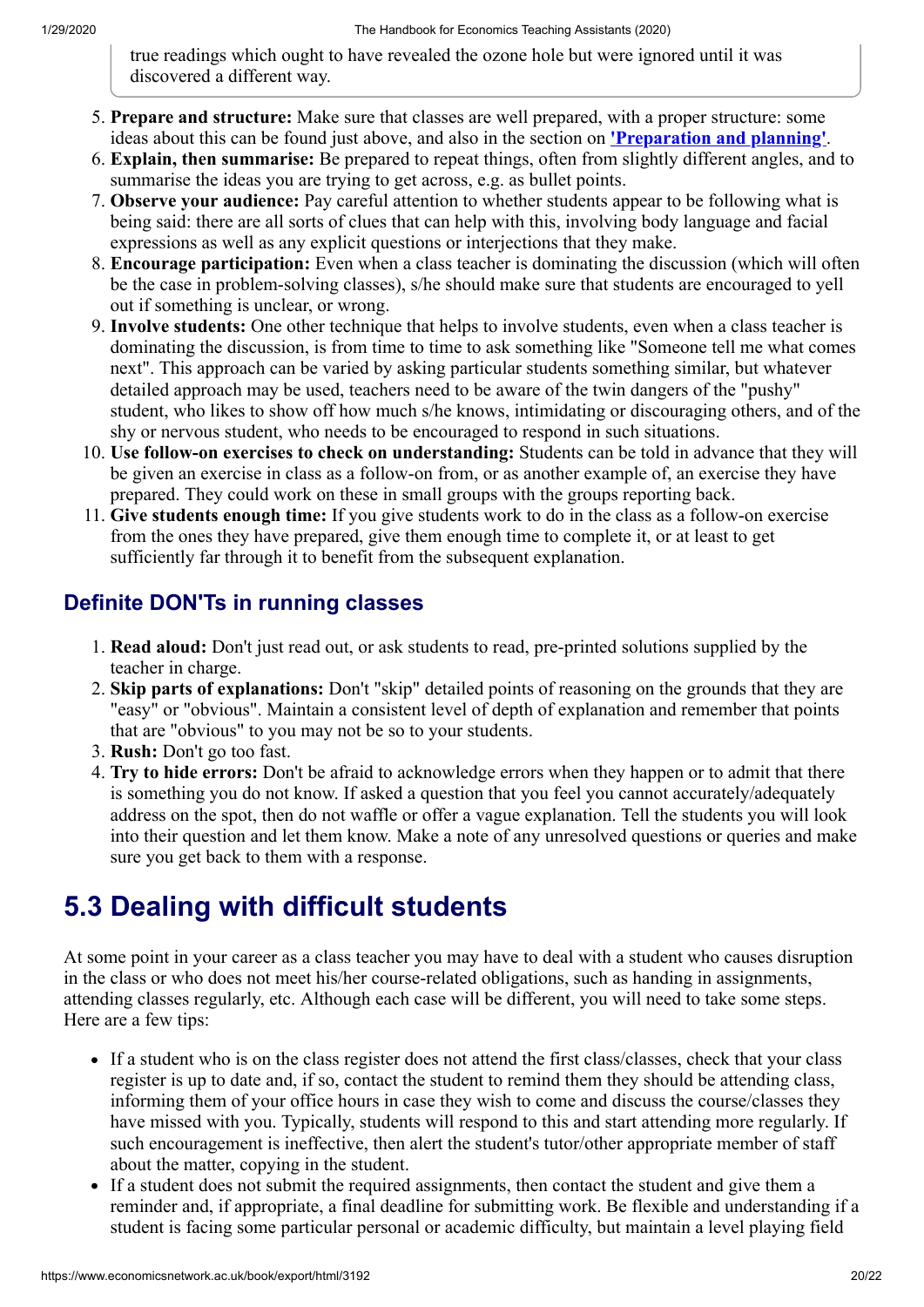true readings which ought to have revealed the ozone hole but were ignored until it was discovered a different way.

5. **Prepare and structure:** Make sure that classes are well prepared, with a proper structure: some ideas about this can be found just above, and also in the section on **'Preparation and planning'**.
6. **Explain, then summarise:** Be prepared to repeat things, often from slightly different angles, and to summarise the ideas you are trying to get across, e.g. as bullet points.
7. **Observe your audience:** Pay careful attention to whether students appear to be following what is being said: there are all sorts of clues that can help with this, involving body language and facial expressions as well as any explicit questions or interjections that they make.
8. **Encourage participation:** Even when a class teacher is dominating the discussion (which will often be the case in problem-solving classes), s/he should make sure that students are encouraged to yell out if something is unclear, or wrong.
9. **Involve students:** One other technique that helps to involve students, even when a class teacher is dominating the discussion, is from time to time to ask something like "Someone tell me what comes next". This approach can be varied by asking particular students something similar, but whatever detailed approach may be used, teachers need to be aware of the twin dangers of the "pushy" student, who likes to show off how much s/he knows, intimidating or discouraging others, and of the shy or nervous student, who needs to be encouraged to respond in such situations.
10. **Use follow-on exercises to check on understanding:** Students can be told in advance that they will be given an exercise in class as a follow-on from, or as another example of, an exercise they have prepared. They could work on these in small groups with the groups reporting back.
11. **Give students enough time:** If you give students work to do in the class as a follow-on exercise from the ones they have prepared, give them enough time to complete it, or at least to get sufficiently far through it to benefit from the subsequent explanation.

### Definite DON'Ts in running classes

1. **Read aloud:** Don't just read out, or ask students to read, pre-printed solutions supplied by the teacher in charge.
2. **Skip parts of explanations:** Don't "skip" detailed points of reasoning on the grounds that they are "easy" or "obvious". Maintain a consistent level of depth of explanation and remember that points that are "obvious" to you may not be so to your students.
3. **Rush:** Don't go too fast.
4. **Try to hide errors:** Don't be afraid to acknowledge errors when they happen or to admit that there is something you do not know. If asked a question that you feel you cannot accurately/adequately address on the spot, then do not waffle or offer a vague explanation. Tell the students you will look into their question and let them know. Make a note of any unresolved questions or queries and make sure you get back to them with a response.

## 5.3 Dealing with difficult students

At some point in your career as a class teacher you may have to deal with a student who causes disruption in the class or who does not meet his/her course-related obligations, such as handing in assignments, attending classes regularly, etc. Although each case will be different, you will need to take some steps. Here are a few tips:

- If a student who is on the class register does not attend the first class/classes, check that your class register is up to date and, if so, contact the student to remind them they should be attending class, informing them of your office hours in case they wish to come and discuss the course/classes they have missed with you. Typically, students will respond to this and start attending more regularly. If such encouragement is ineffective, then alert the student's tutor/other appropriate member of staff about the matter, copying in the student.
- If a student does not submit the required assignments, then contact the student and give them a reminder and, if appropriate, a final deadline for submitting work. Be flexible and understanding if a student is facing some particular personal or academic difficulty, but maintain a level playing field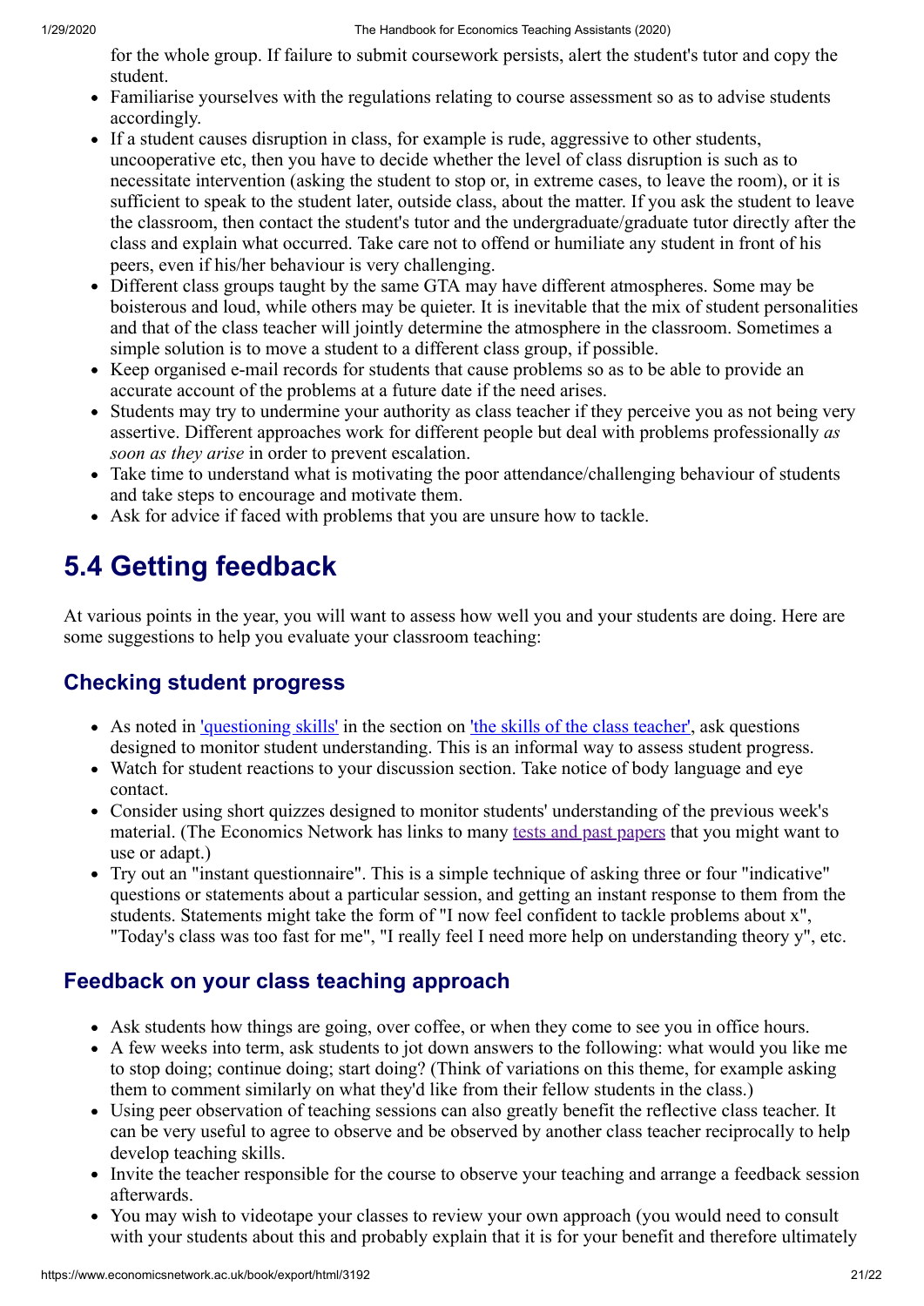for the whole group. If failure to submit coursework persists, alert the student's tutor and copy the student.

- Familiarise yourselves with the regulations relating to course assessment so as to advise students accordingly.
- If a student causes disruption in class, for example is rude, aggressive to other students, uncooperative etc, then you have to decide whether the level of class disruption is such as to necessitate intervention (asking the student to stop or, in extreme cases, to leave the room), or it is sufficient to speak to the student later, outside class, about the matter. If you ask the student to leave the classroom, then contact the student's tutor and the undergraduate/graduate tutor directly after the class and explain what occurred. Take care not to offend or humiliate any student in front of his peers, even if his/her behaviour is very challenging.
- Different class groups taught by the same GTA may have different atmospheres. Some may be boisterous and loud, while others may be quieter. It is inevitable that the mix of student personalities and that of the class teacher will jointly determine the atmosphere in the classroom. Sometimes a simple solution is to move a student to a different class group, if possible.
- Keep organised e-mail records for students that cause problems so as to be able to provide an accurate account of the problems at a future date if the need arises.
- Students may try to undermine your authority as class teacher if they perceive you as not being very assertive. Different approaches work for different people but deal with problems professionally *as soon as they arise* in order to prevent escalation.
- Take time to understand what is motivating the poor attendance/challenging behaviour of students and take steps to encourage and motivate them.
- Ask for advice if faced with problems that you are unsure how to tackle.

# 5.4 Getting feedback

At various points in the year, you will want to assess how well you and your students are doing. Here are some suggestions to help you evaluate your classroom teaching:

## Checking student progress

- As noted in 'questioning skills' in the section on 'the skills of the class teacher', ask questions designed to monitor student understanding. This is an informal way to assess student progress.
- Watch for student reactions to your discussion section. Take notice of body language and eye contact.
- Consider using short quizzes designed to monitor students' understanding of the previous week's material. (The Economics Network has links to many tests and past papers that you might want to use or adapt.)
- Try out an "instant questionnaire". This is a simple technique of asking three or four "indicative" questions or statements about a particular session, and getting an instant response to them from the students. Statements might take the form of "I now feel confident to tackle problems about x", "Today's class was too fast for me", "I really feel I need more help on understanding theory y", etc.

## Feedback on your class teaching approach

- Ask students how things are going, over coffee, or when they come to see you in office hours.
- A few weeks into term, ask students to jot down answers to the following: what would you like me to stop doing; continue doing; start doing? (Think of variations on this theme, for example asking them to comment similarly on what they'd like from their fellow students in the class.)
- Using peer observation of teaching sessions can also greatly benefit the reflective class teacher. It can be very useful to agree to observe and be observed by another class teacher reciprocally to help develop teaching skills.
- Invite the teacher responsible for the course to observe your teaching and arrange a feedback session afterwards.
- You may wish to videotape your classes to review your own approach (you would need to consult with your students about this and probably explain that it is for your benefit and therefore ultimately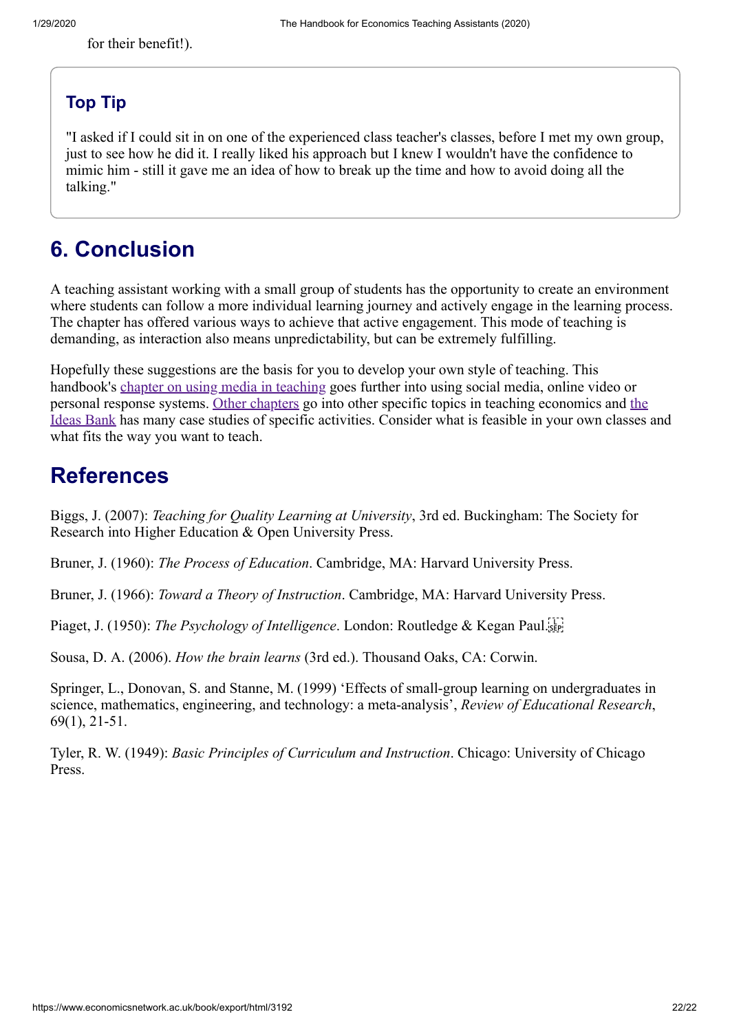for their benefit!).

### Top Tip

"I asked if I could sit in on one of the experienced class teacher's classes, before I met my own group, just to see how he did it. I really liked his approach but I knew I wouldn't have the confidence to mimic him - still it gave me an idea of how to break up the time and how to avoid doing all the talking."

## 6. Conclusion

A teaching assistant working with a small group of students has the opportunity to create an environment where students can follow a more individual learning journey and actively engage in the learning process. The chapter has offered various ways to achieve that active engagement. This mode of teaching is demanding, as interaction also means unpredictability, but can be extremely fulfilling.

Hopefully these suggestions are the basis for you to develop your own style of teaching. This handbook's chapter on using media in teaching goes further into using social media, online video or personal response systems. Other chapters go into other specific topics in teaching economics and the Ideas Bank has many case studies of specific activities. Consider what is feasible in your own classes and what fits the way you want to teach.

## References

Biggs, J. (2007): *Teaching for Quality Learning at University*, 3rd ed. Buckingham: The Society for Research into Higher Education & Open University Press.

Bruner, J. (1960): *The Process of Education*. Cambridge, MA: Harvard University Press.

Bruner, J. (1966): *Toward a Theory of Instruction*. Cambridge, MA: Harvard University Press.

Piaget, J. (1950): *The Psychology of Intelligence*. London: Routledge & Kegan Paul.

Sousa, D. A. (2006). *How the brain learns* (3rd ed.). Thousand Oaks, CA: Corwin.

Springer, L., Donovan, S. and Stanne, M. (1999) 'Effects of small-group learning on undergraduates in science, mathematics, engineering, and technology: a meta-analysis', *Review of Educational Research*, 69(1), 21-51.

Tyler, R. W. (1949): *Basic Principles of Curriculum and Instruction*. Chicago: University of Chicago Press.